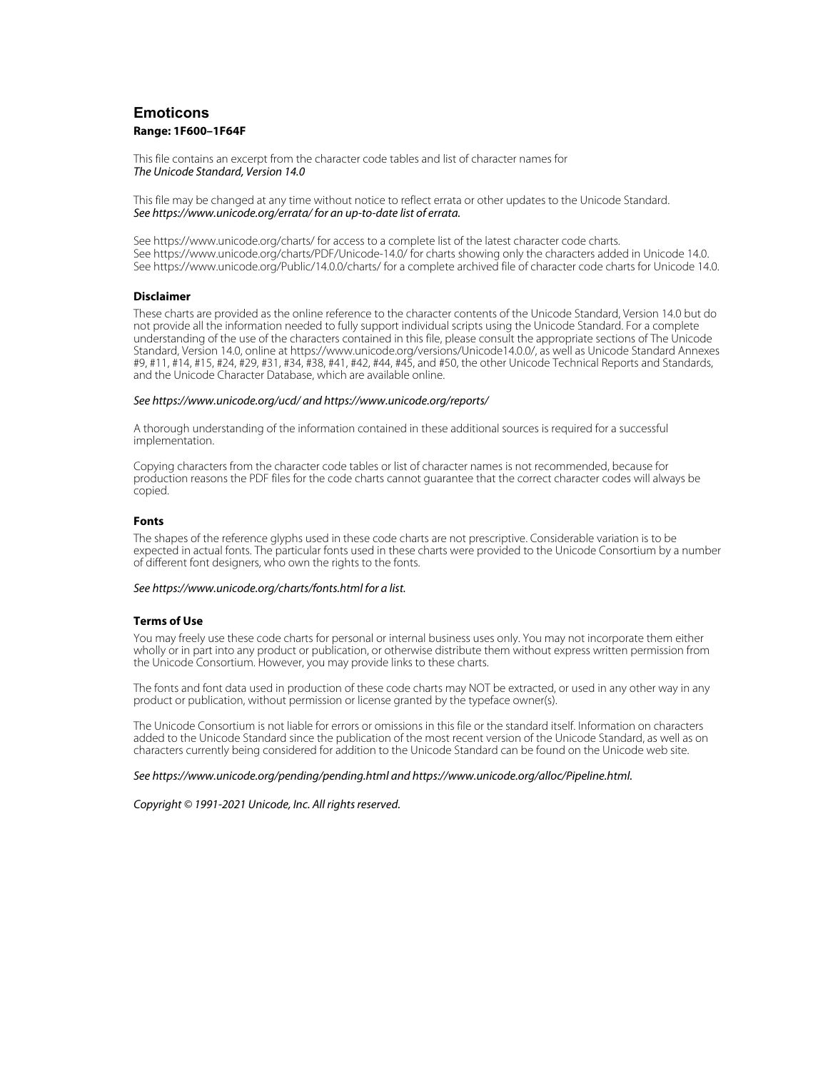# Emoticons

**Range: 1F600–1F64F**

This file contains an excerpt from the character code tables and list of character names for
*The Unicode Standard, Version 14.0*

This file may be changed at any time without notice to reflect errata or other updates to the Unicode Standard.
*See https://www.unicode.org/errata/ for an up-to-date list of errata.*

See https://www.unicode.org/charts/ for access to a complete list of the latest character code charts.
See https://www.unicode.org/charts/PDF/Unicode-14.0/ for charts showing only the characters added in Unicode 14.0.
See https://www.unicode.org/Public/14.0.0/charts/ for a complete archived file of character code charts for Unicode 14.0.

### Disclaimer

These charts are provided as the online reference to the character contents of the Unicode Standard, Version 14.0 but do not provide all the information needed to fully support individual scripts using the Unicode Standard. For a complete understanding of the use of the characters contained in this file, please consult the appropriate sections of The Unicode Standard, Version 14.0, online at https://www.unicode.org/versions/Unicode14.0.0/, as well as Unicode Standard Annexes #9, #11, #14, #15, #24, #29, #31, #34, #38, #41, #42, #44, #45, and #50, the other Unicode Technical Reports and Standards, and the Unicode Character Database, which are available online.

*See https://www.unicode.org/ucd/ and https://www.unicode.org/reports/*

A thorough understanding of the information contained in these additional sources is required for a successful implementation.

Copying characters from the character code tables or list of character names is not recommended, because for production reasons the PDF files for the code charts cannot guarantee that the correct character codes will always be copied.

### Fonts

The shapes of the reference glyphs used in these code charts are not prescriptive. Considerable variation is to be expected in actual fonts. The particular fonts used in these charts were provided to the Unicode Consortium by a number of different font designers, who own the rights to the fonts.

*See https://www.unicode.org/charts/fonts.html for a list.*

### Terms of Use

You may freely use these code charts for personal or internal business uses only. You may not incorporate them either wholly or in part into any product or publication, or otherwise distribute them without express written permission from the Unicode Consortium. However, you may provide links to these charts.

The fonts and font data used in production of these code charts may NOT be extracted, or used in any other way in any product or publication, without permission or license granted by the typeface owner(s).

The Unicode Consortium is not liable for errors or omissions in this file or the standard itself. Information on characters added to the Unicode Standard since the publication of the most recent version of the Unicode Standard, as well as on characters currently being considered for addition to the Unicode Standard can be found on the Unicode web site.

*See https://www.unicode.org/pending/pending.html and https://www.unicode.org/alloc/Pipeline.html.*

*Copyright © 1991-2021 Unicode, Inc. All rights reserved.*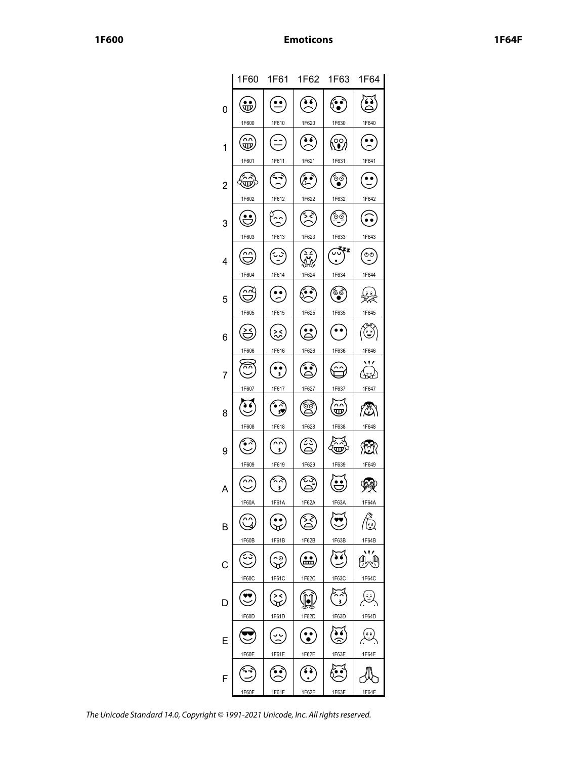# Emoticons

|   | 1F60 | 1F61 | 1F62 | 1F63 | 1F64 |
|---|---|---|---|---|---|
| 0 | 😀 1F600 | 😐 1F610 | 😠 1F620 | 😰 1F630 | 🙀 1F640 |
| 1 | 😁 1F601 | 😑 1F611 | 😡 1F621 | 😱 1F631 | 🙁 1F641 |
| 2 | 😂 1F602 | 😒 1F612 | 😢 1F622 | 😲 1F632 | 🙂 1F642 |
| 3 | 😃 1F603 | 😓 1F613 | 😣 1F623 | 😳 1F633 | 🙃 1F643 |
| 4 | 😄 1F604 | 😔 1F614 | 😤 1F624 | 😴 1F634 | 🙄 1F644 |
| 5 | 😅 1F605 | 😕 1F615 | 😥 1F625 | 😵 1F635 | 🙅 1F645 |
| 6 | 😆 1F606 | 😖 1F616 | 😦 1F626 | 😶 1F636 | 🙆 1F646 |
| 7 | 😇 1F607 | 😗 1F617 | 😧 1F627 | 😷 1F637 | 🙇 1F647 |
| 8 | 😈 1F608 | 😘 1F618 | 😨 1F628 | 😸 1F638 | 🙈 1F648 |
| 9 | 😉 1F609 | 😙 1F619 | 😩 1F629 | 😹 1F639 | 🙉 1F649 |
| A | 😊 1F60A | 😚 1F61A | 😪 1F62A | 😺 1F63A | 🙊 1F64A |
| B | 😋 1F60B | 😛 1F61B | 😫 1F62B | 😻 1F63B | 🙋 1F64B |
| C | 😌 1F60C | 😜 1F61C | 😬 1F62C | 😼 1F63C | 🙌 1F64C |
| D | 😍 1F60D | 😝 1F61D | 😭 1F62D | 😽 1F63D | 🙍 1F64D |
| E | 😎 1F60E | 😞 1F61E | 😮 1F62E | 😾 1F63E | 🙎 1F64E |
| F | 😏 1F60F | 😟 1F61F | 😯 1F62F | 😿 1F63F | 🙏 1F64F |

*The Unicode Standard 14.0, Copyright © 1991-2021 Unicode, Inc. All rights reserved.*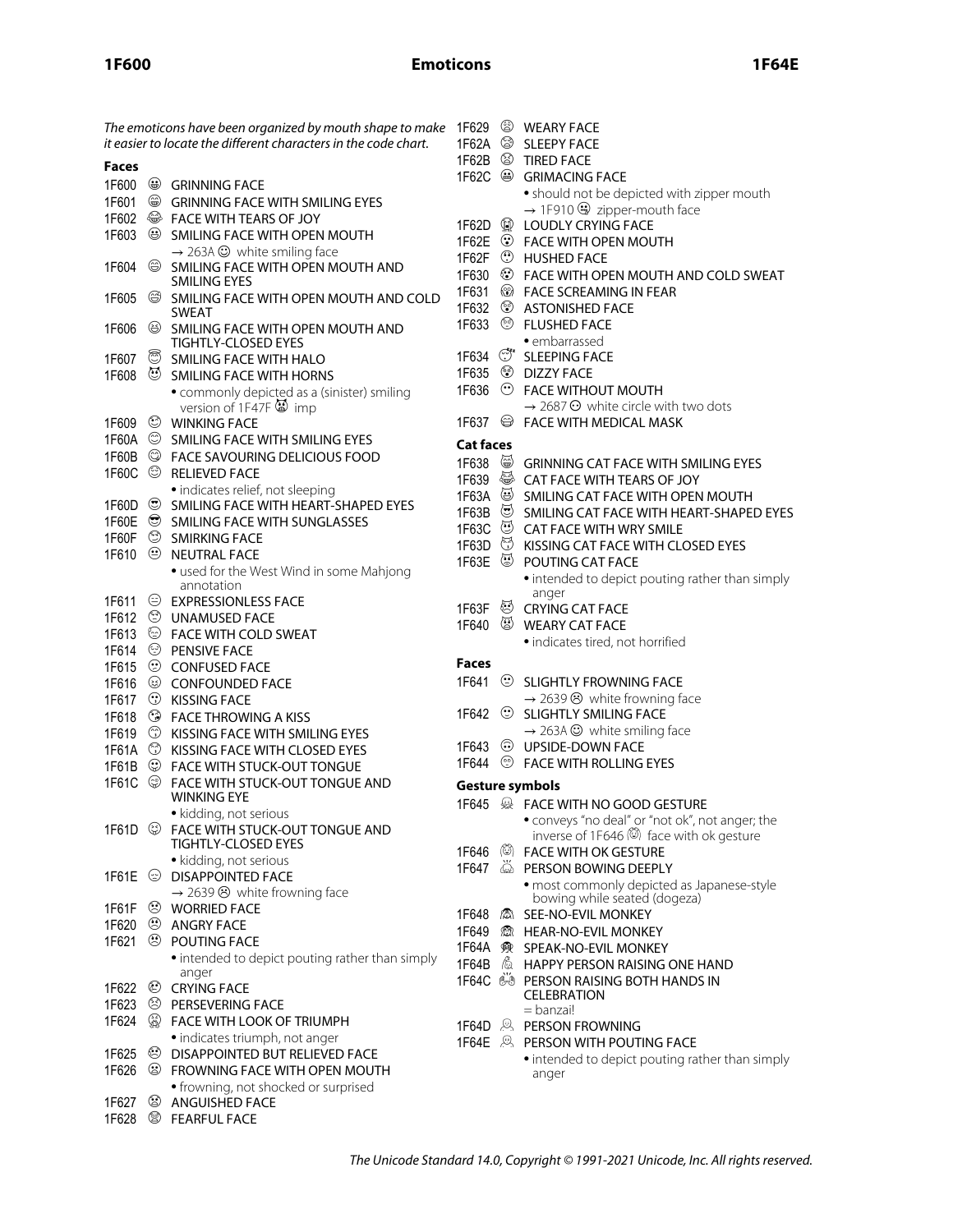*The emoticons have been organized by mouth shape to make it easier to locate the different characters in the code chart.*

### Faces

- 1F600 😀 GRINNING FACE
- 1F601 😁 GRINNING FACE WITH SMILING EYES
- 1F602 😂 FACE WITH TEARS OF JOY
- 1F603 😃 SMILING FACE WITH OPEN MOUTH
  - → 263A ☺ white smiling face
- 1F604 😄 SMILING FACE WITH OPEN MOUTH AND SMILING EYES
- 1F605 😅 SMILING FACE WITH OPEN MOUTH AND COLD SWEAT
- 1F606 😆 SMILING FACE WITH OPEN MOUTH AND TIGHTLY-CLOSED EYES
- 1F607 😇 SMILING FACE WITH HALO
- 1F608 😈 SMILING FACE WITH HORNS
  - • commonly depicted as a (sinister) smiling version of 1F47F 👿 imp
- 1F609 😉 WINKING FACE
- 1F60A 😊 SMILING FACE WITH SMILING EYES
- 1F60B 😋 FACE SAVOURING DELICIOUS FOOD
- 1F60C 😌 RELIEVED FACE
  - • indicates relief, not sleeping
- 1F60D 😍 SMILING FACE WITH HEART-SHAPED EYES
- 1F60E 😎 SMILING FACE WITH SUNGLASSES
- 1F60F 😏 SMIRKING FACE
- 1F610 😐 NEUTRAL FACE
  - • used for the West Wind in some Mahjong annotation
- 1F611 😑 EXPRESSIONLESS FACE
- 1F612 😒 UNAMUSED FACE
- 1F613 😓 FACE WITH COLD SWEAT
- 1F614 😔 PENSIVE FACE
- 1F615 😕 CONFUSED FACE
- 1F616 😖 CONFOUNDED FACE
- 1F617 😗 KISSING FACE
- 1F618 😘 FACE THROWING A KISS
- 1F619 😙 KISSING FACE WITH SMILING EYES
- 1F61A 😚 KISSING FACE WITH CLOSED EYES
- 1F61B 😛 FACE WITH STUCK-OUT TONGUE
- 1F61C 😜 FACE WITH STUCK-OUT TONGUE AND WINKING EYE
  - • kidding, not serious
- 1F61D 😝 FACE WITH STUCK-OUT TONGUE AND TIGHTLY-CLOSED EYES
  - • kidding, not serious
- 1F61E 😞 DISAPPOINTED FACE
  - → 2639 ☹ white frowning face
- 1F61F 😟 WORRIED FACE
- 1F620 😠 ANGRY FACE
- 1F621 😡 POUTING FACE
  - • intended to depict pouting rather than simply anger
- 1F622 😢 CRYING FACE
- 1F623 😣 PERSEVERING FACE
- 1F624 😤 FACE WITH LOOK OF TRIUMPH
  - • indicates triumph, not anger
- 1F625 😥 DISAPPOINTED BUT RELIEVED FACE
- 1F626 😦 FROWNING FACE WITH OPEN MOUTH
  - • frowning, not shocked or surprised
- 1F627 😧 ANGUISHED FACE
- 1F628 😨 FEARFUL FACE
- 1F629 😩 WEARY FACE
- 1F62A 😪 SLEEPY FACE
- 1F62B 😫 TIRED FACE
- 1F62C 😬 GRIMACING FACE
  - • should not be depicted with zipper mouth
  - → 1F910 🤐 zipper-mouth face
- 1F62D 😭 LOUDLY CRYING FACE
- 1F62E 😮 FACE WITH OPEN MOUTH
- 1F62F 😯 HUSHED FACE
- 1F630 😰 FACE WITH OPEN MOUTH AND COLD SWEAT
- 1F631 😱 FACE SCREAMING IN FEAR
- 1F632 😲 ASTONISHED FACE
- 1F633 😳 FLUSHED FACE
  - • embarrassed
- 1F634 😴 SLEEPING FACE
- 1F635 😵 DIZZY FACE
- 1F636 😶 FACE WITHOUT MOUTH
  - → 2687 ⚇ white circle with two dots
- 1F637 😷 FACE WITH MEDICAL MASK

### Cat faces

- 1F638 😸 GRINNING CAT FACE WITH SMILING EYES
- 1F639 😹 CAT FACE WITH TEARS OF JOY
- 1F63A 😺 SMILING CAT FACE WITH OPEN MOUTH
- 1F63B 😻 SMILING CAT FACE WITH HEART-SHAPED EYES
- 1F63C 😼 CAT FACE WITH WRY SMILE
- 1F63D 😽 KISSING CAT FACE WITH CLOSED EYES
- 1F63E 😾 POUTING CAT FACE
  - • intended to depict pouting rather than simply anger
- 1F63F 😿 CRYING CAT FACE
- 1F640 🙀 WEARY CAT FACE
  - • indicates tired, not horrified

### Faces

- 1F641 🙁 SLIGHTLY FROWNING FACE
  - → 2639 ☹ white frowning face
- 1F642 🙂 SLIGHTLY SMILING FACE
  - → 263A ☺ white smiling face
- 1F643 🙃 UPSIDE-DOWN FACE
- 1F644 🙄 FACE WITH ROLLING EYES

### Gesture symbols

- 1F645 🙅 FACE WITH NO GOOD GESTURE
  - • conveys "no deal" or "not ok", not anger; the inverse of 1F646 🙆 face with ok gesture
- 1F646 🙆 FACE WITH OK GESTURE
- 1F647 🙇 PERSON BOWING DEEPLY
  - • most commonly depicted as Japanese-style bowing while seated (dogeza)
- 1F648 🙈 SEE-NO-EVIL MONKEY
- 1F649 🙉 HEAR-NO-EVIL MONKEY
- 1F64A 🙊 SPEAK-NO-EVIL MONKEY
- 1F64B 🙋 HAPPY PERSON RAISING ONE HAND
- 1F64C 🙌 PERSON RAISING BOTH HANDS IN CELEBRATION
  - = banzai!
- 1F64D 🙍 PERSON FROWNING
- 1F64E 🙎 PERSON WITH POUTING FACE
  - • intended to depict pouting rather than simply anger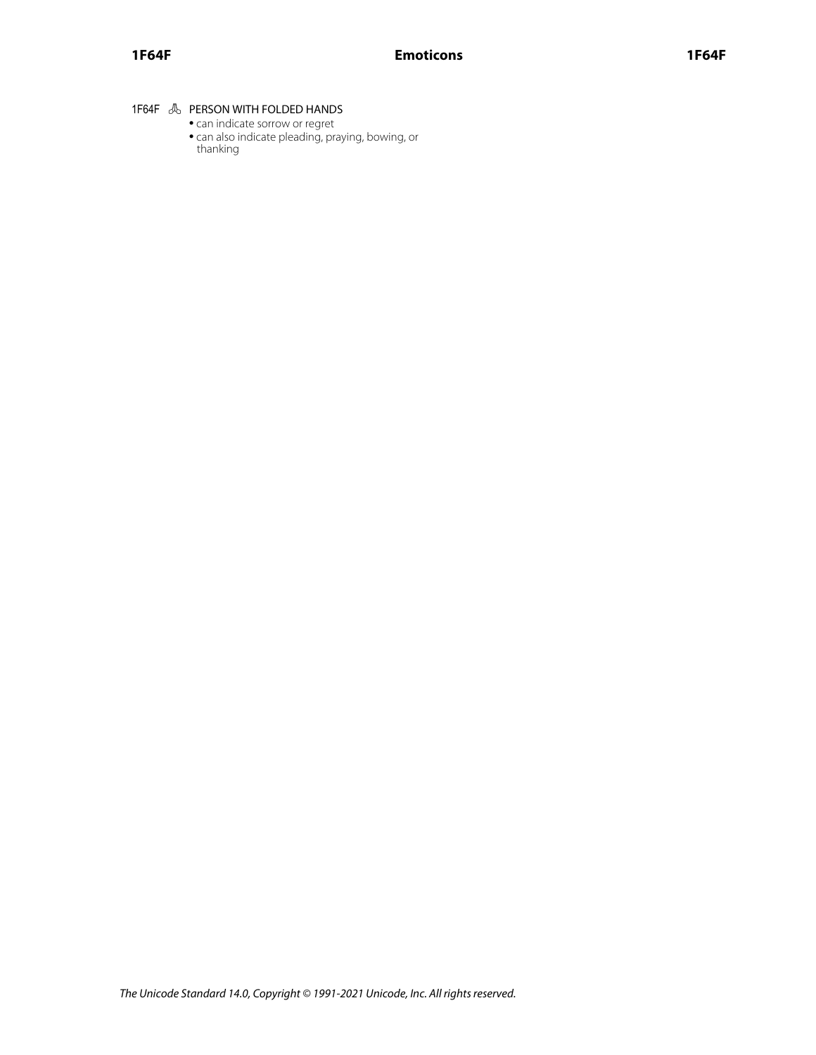1F64F 🙏 PERSON WITH FOLDED HANDS
- can indicate sorrow or regret
- can also indicate pleading, praying, bowing, or thanking